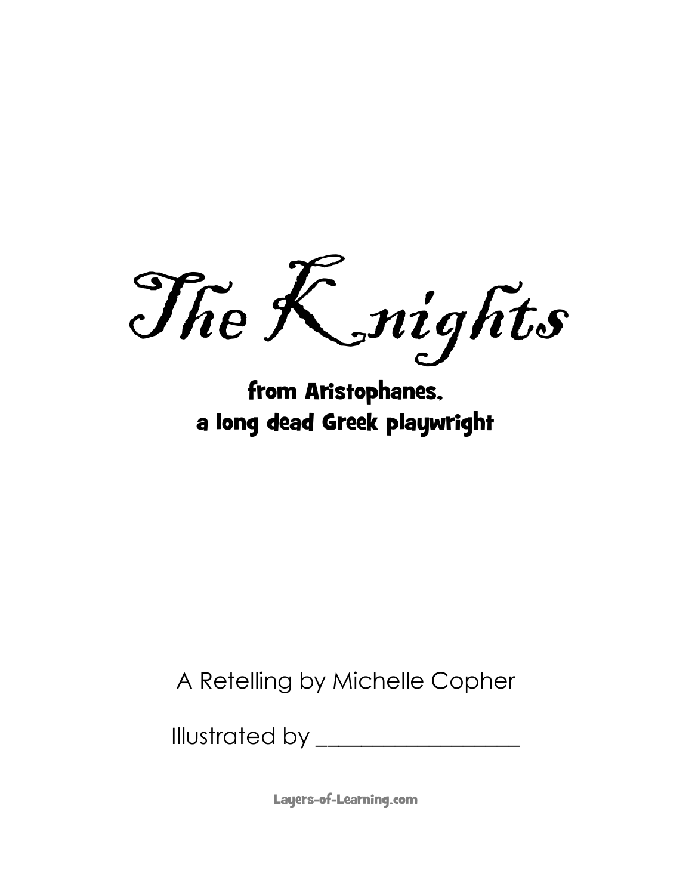# The Knights

**from Aristophanes, a long dead Greek playwright**

A Retelling by Michelle Copher

Illustrated by ____________________

Layers-of-Learning.com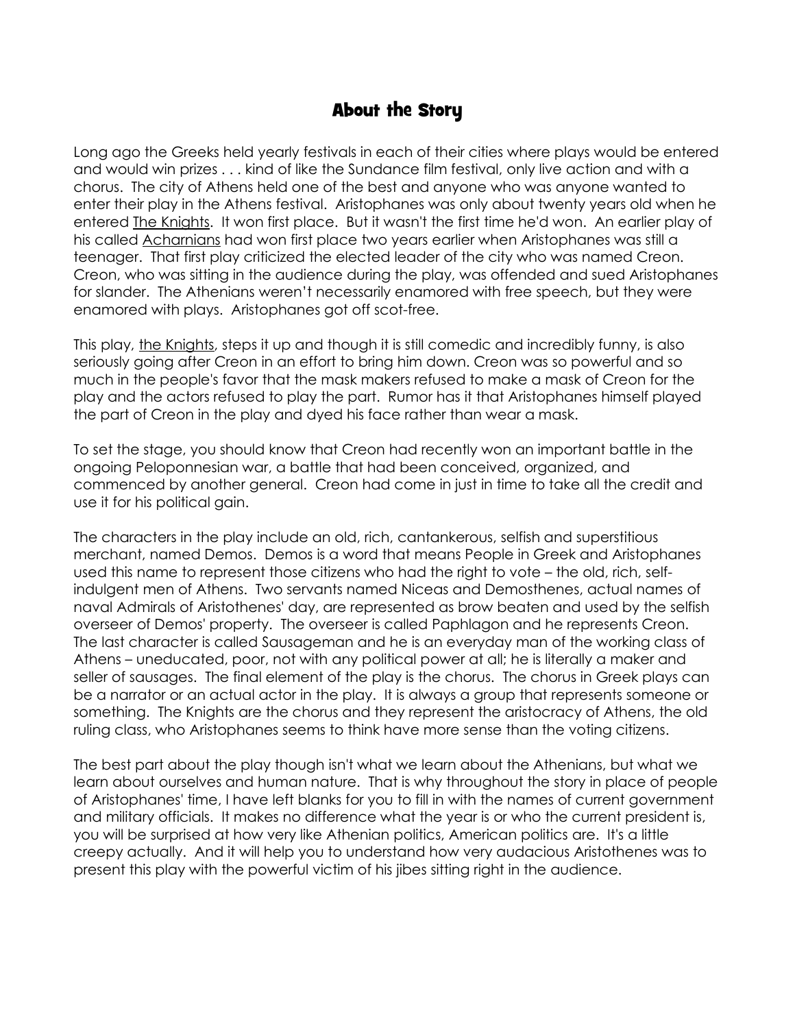## About the Story

Long ago the Greeks held yearly festivals in each of their cities where plays would be entered and would win prizes . . . kind of like the Sundance film festival, only live action and with a chorus. The city of Athens held one of the best and anyone who was anyone wanted to enter their play in the Athens festival. Aristophanes was only about twenty years old when he entered <u>The Knights</u>. It won first place. But it wasn't the first time he'd won. An earlier play of his called <u>Acharnians</u> had won first place two years earlier when Aristophanes was still a teenager. That first play criticized the elected leader of the city who was named Creon. Creon, who was sitting in the audience during the play, was offended and sued Aristophanes for slander. The Athenians weren't necessarily enamored with free speech, but they were enamored with plays. Aristophanes got off scot-free.

This play, <u>the Knights</u>, steps it up and though it is still comedic and incredibly funny, is also seriously going after Creon in an effort to bring him down. Creon was so powerful and so much in the people's favor that the mask makers refused to make a mask of Creon for the play and the actors refused to play the part. Rumor has it that Aristophanes himself played the part of Creon in the play and dyed his face rather than wear a mask.

To set the stage, you should know that Creon had recently won an important battle in the ongoing Peloponnesian war, a battle that had been conceived, organized, and commenced by another general. Creon had come in just in time to take all the credit and use it for his political gain.

The characters in the play include an old, rich, cantankerous, selfish and superstitious merchant, named Demos. Demos is a word that means People in Greek and Aristophanes used this name to represent those citizens who had the right to vote – the old, rich, self-indulgent men of Athens. Two servants named Niceas and Demosthenes, actual names of naval Admirals of Aristothenes' day, are represented as brow beaten and used by the selfish overseer of Demos' property. The overseer is called Paphlagon and he represents Creon. The last character is called Sausageman and he is an everyday man of the working class of Athens – uneducated, poor, not with any political power at all; he is literally a maker and seller of sausages. The final element of the play is the chorus. The chorus in Greek plays can be a narrator or an actual actor in the play. It is always a group that represents someone or something. The Knights are the chorus and they represent the aristocracy of Athens, the old ruling class, who Aristophanes seems to think have more sense than the voting citizens.

The best part about the play though isn't what we learn about the Athenians, but what we learn about ourselves and human nature. That is why throughout the story in place of people of Aristophanes' time, I have left blanks for you to fill in with the names of current government and military officials. It makes no difference what the year is or who the current president is, you will be surprised at how very like Athenian politics, American politics are. It's a little creepy actually. And it will help you to understand how very audacious Aristothenes was to present this play with the powerful victim of his jibes sitting right in the audience.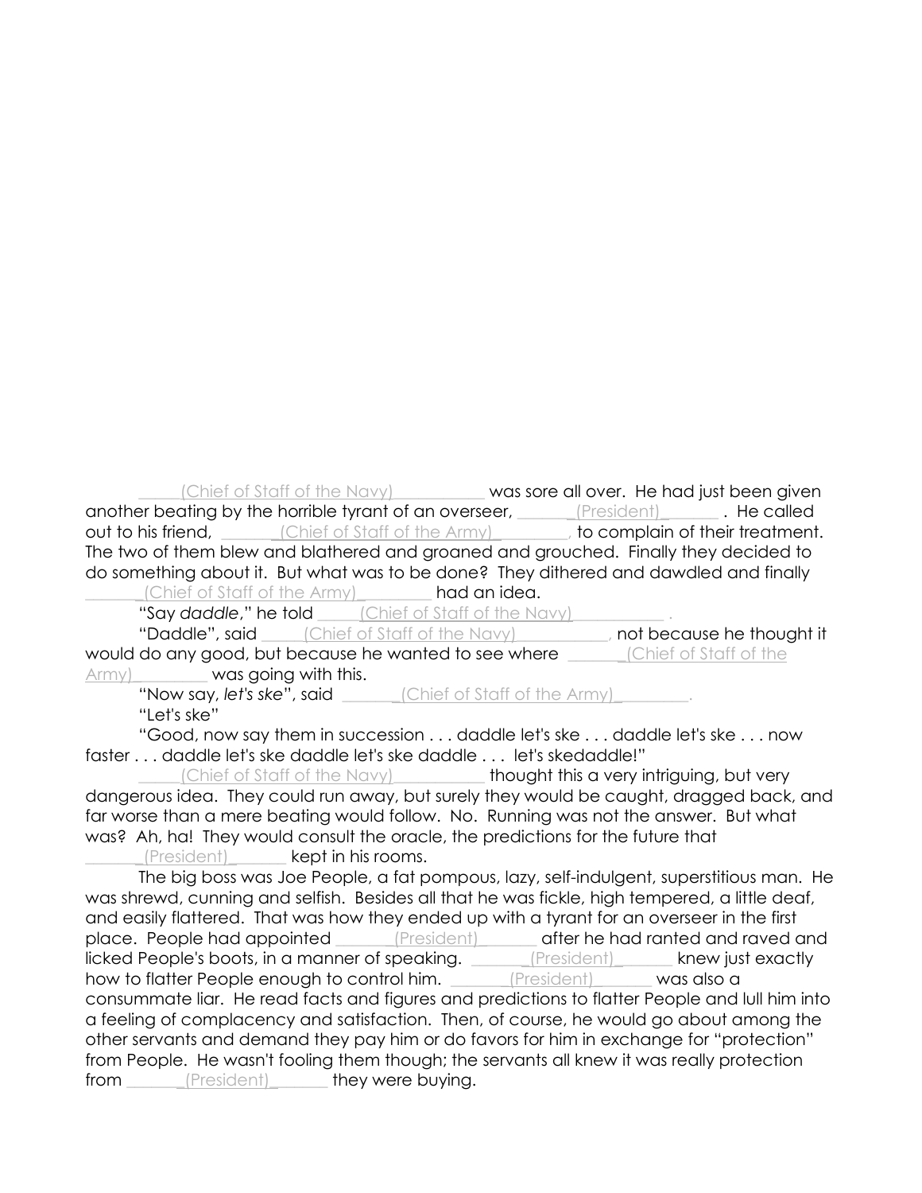_____(Chief of Staff of the Navy)___________ was sore all over. He had just been given another beating by the horrible tyrant of an overseer, ______(President)_______ . He called out to his friend, _______(Chief of Staff of the Army)_________, to complain of their treatment. The two of them blew and blathered and groaned and grouched. Finally they decided to do something about it. But what was to be done? They dithered and dawdled and finally _______(Chief of Staff of the Army)_________ had an idea.

"Say *daddle*," he told _____(Chief of Staff of the Navy)___________ .

"Daddle", said _____(Chief of Staff of the Navy)___________, not because he thought it would do any good, but because he wanted to see where _______(Chief of Staff of the Army)_________ was going with this.

"Now say, *let's ske*", said _______(Chief of Staff of the Army)_________.

"Let's ske"

"Good, now say them in succession . . . daddle let's ske . . . daddle let's ske . . . now faster . . . daddle let's ske daddle let's ske daddle . . . let's skedaddle!"

_____(Chief of Staff of the Navy)___________ thought this a very intriguing, but very dangerous idea. They could run away, but surely they would be caught, dragged back, and far worse than a mere beating would follow. No. Running was not the answer. But what was? Ah, ha! They would consult the oracle, the predictions for the future that _______(President)_______ kept in his rooms.

The big boss was Joe People, a fat pompous, lazy, self-indulgent, superstitious man. He was shrewd, cunning and selfish. Besides all that he was fickle, high tempered, a little deaf, and easily flattered. That was how they ended up with a tyrant for an overseer in the first place. People had appointed _______(President)_______ after he had ranted and raved and licked People's boots, in a manner of speaking. _______(President)_______ knew just exactly how to flatter People enough to control him. _______(President)_______ was also a consummate liar. He read facts and figures and predictions to flatter People and lull him into a feeling of complacency and satisfaction. Then, of course, he would go about among the other servants and demand they pay him or do favors for him in exchange for "protection" from People. He wasn't fooling them though; the servants all knew it was really protection from _______(President)_______ they were buying.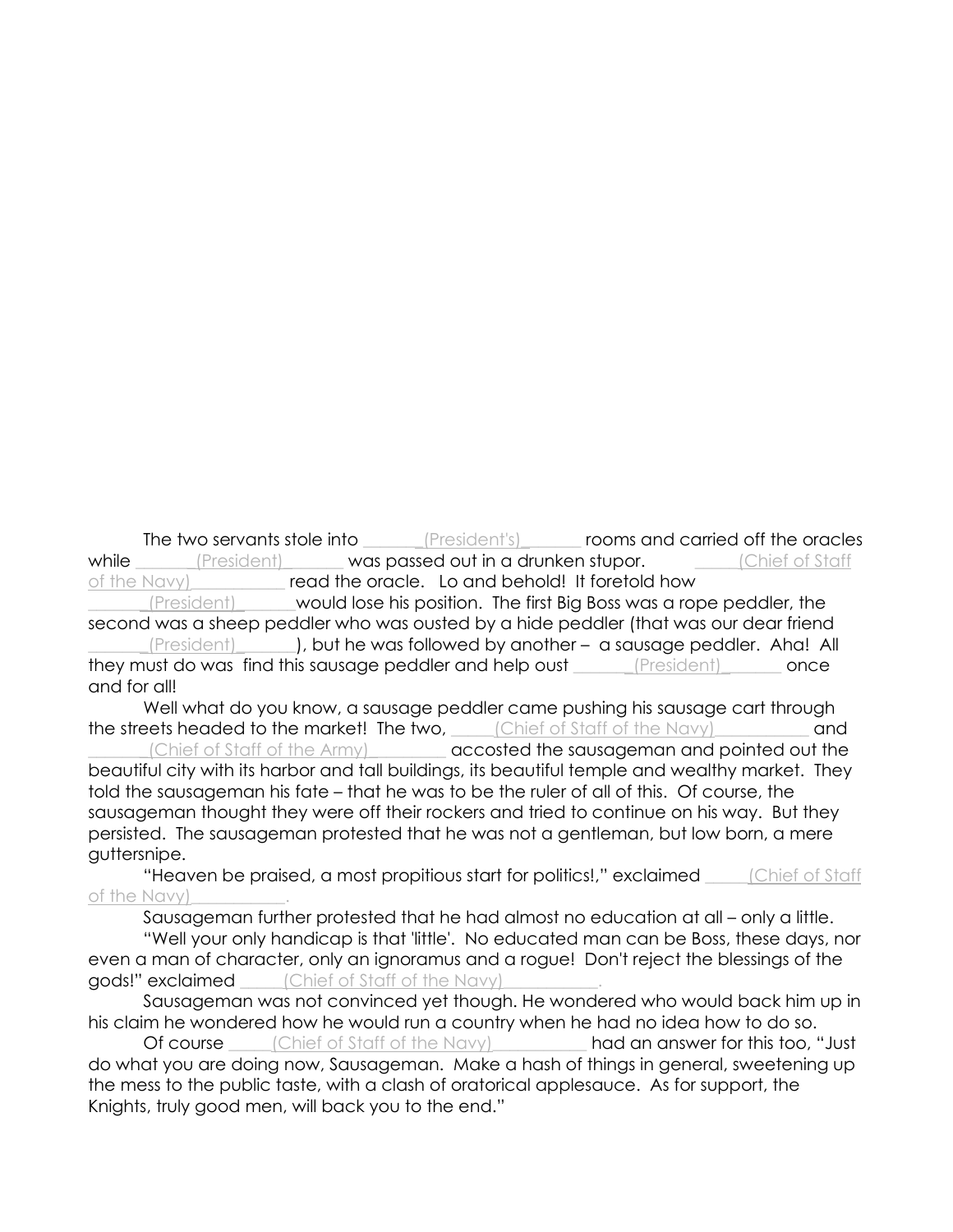The two servants stole into ______(President's)______ rooms and carried off the oracles while ______(President)______ was passed out in a drunken stupor. _____(Chief of Staff of the Navy)__________ read the oracle. Lo and behold! It foretold how ______(President)______ would lose his position. The first Big Boss was a rope peddler, the second was a sheep peddler who was ousted by a hide peddler (that was our dear friend ______(President)______), but he was followed by another – a sausage peddler. Aha! All they must do was find this sausage peddler and help oust ______(President)______ once and for all!

Well what do you know, a sausage peddler came pushing his sausage cart through the streets headed to the market! The two, _____(Chief of Staff of the Navy)__________ and ______(Chief of Staff of the Army)________ accosted the sausageman and pointed out the beautiful city with its harbor and tall buildings, its beautiful temple and wealthy market. They told the sausageman his fate – that he was to be the ruler of all of this. Of course, the sausageman thought they were off their rockers and tried to continue on his way. But they persisted. The sausageman protested that he was not a gentleman, but low born, a mere guttersnipe.

"Heaven be praised, a most propitious start for politics!," exclaimed _____(Chief of Staff of the Navy)__________.

Sausageman further protested that he had almost no education at all – only a little.

"Well your only handicap is that 'little'. No educated man can be Boss, these days, nor even a man of character, only an ignoramus and a rogue! Don't reject the blessings of the gods!" exclaimed _____(Chief of Staff of the Navy)__________.

Sausageman was not convinced yet though. He wondered who would back him up in his claim he wondered how he would run a country when he had no idea how to do so.

Of course _____(Chief of Staff of the Navy)__________ had an answer for this too, "Just do what you are doing now, Sausageman. Make a hash of things in general, sweetening up the mess to the public taste, with a clash of oratorical applesauce. As for support, the Knights, truly good men, will back you to the end."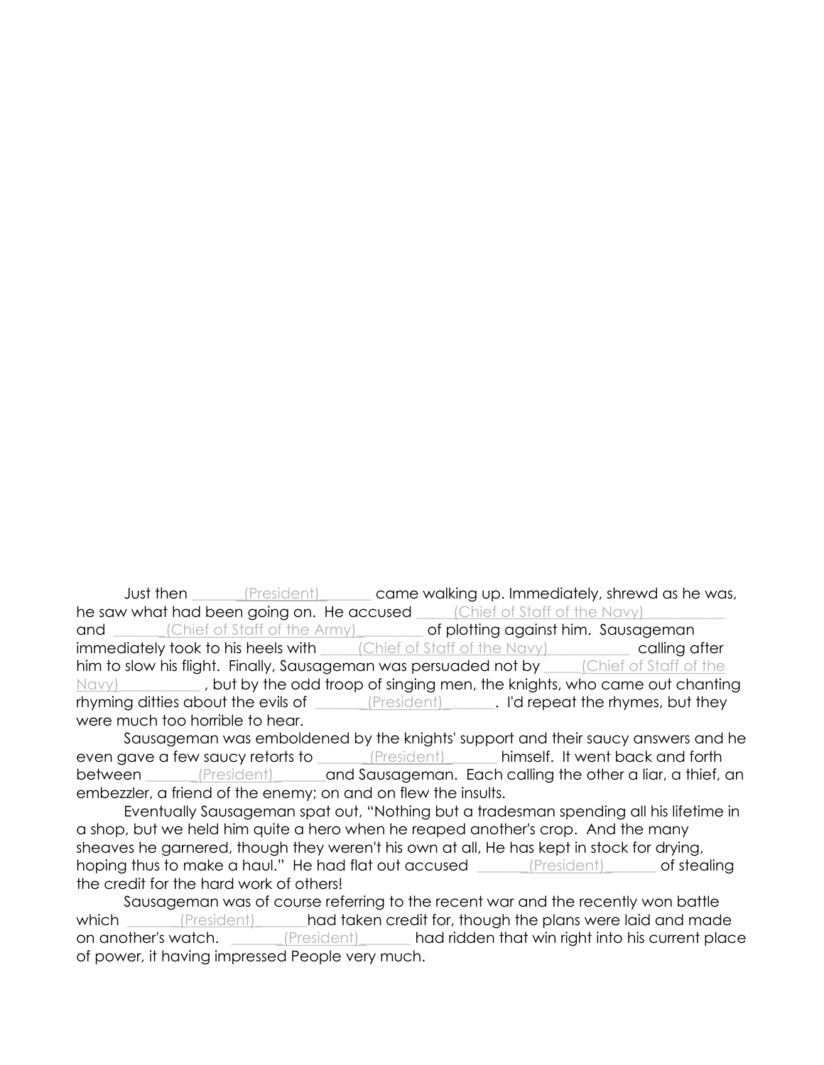Just then ______(President)______ came walking up. Immediately, shrewd as he was, he saw what had been going on. He accused _____(Chief of Staff of the Navy)__________ and _______(Chief of Staff of the Army)________ of plotting against him. Sausageman immediately took to his heels with _____(Chief of Staff of the Navy)__________ calling after him to slow his flight. Finally, Sausageman was persuaded not by _____(Chief of Staff of the Navy)__________, but by the odd troop of singing men, the knights, who came out chanting rhyming ditties about the evils of ______(President)______. I'd repeat the rhymes, but they were much too horrible to hear.

Sausageman was emboldened by the knights' support and their saucy answers and he even gave a few saucy retorts to ______(President)______ himself. It went back and forth between ______(President)______and Sausageman. Each calling the other a liar, a thief, an embezzler, a friend of the enemy; on and on flew the insults.

Eventually Sausageman spat out, "Nothing but a tradesman spending all his lifetime in a shop, but we held him quite a hero when he reaped another's crop. And the many sheaves he garnered, though they weren't his own at all, He has kept in stock for drying, hoping thus to make a haul." He had flat out accused ______(President)______ of stealing the credit for the hard work of others!

Sausageman was of course referring to the recent war and the recently won battle which _______(President)______had taken credit for, though the plans were laid and made on another's watch. _______(President)______ had ridden that win right into his current place of power, it having impressed People very much.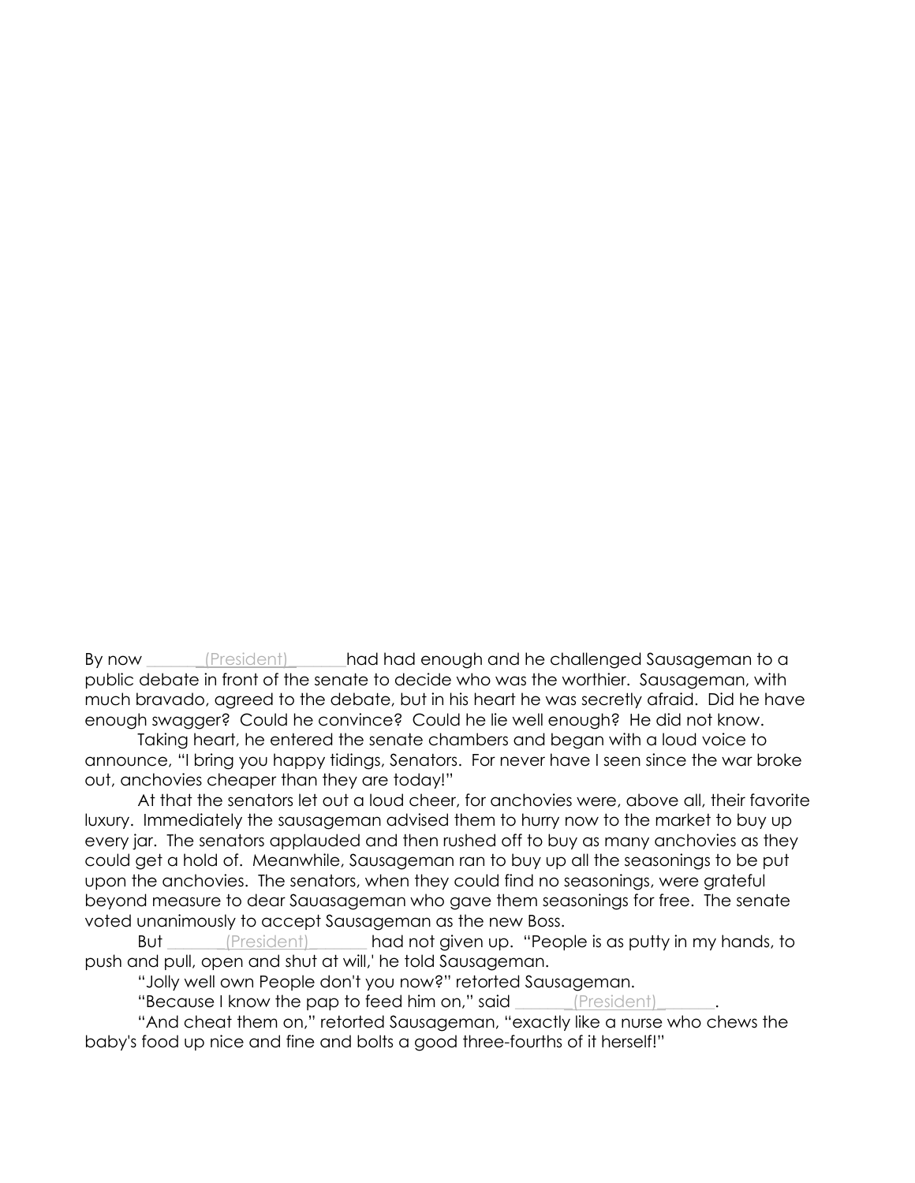By now _______(President)_______had had enough and he challenged Sausageman to a public debate in front of the senate to decide who was the worthier. Sausageman, with much bravado, agreed to the debate, but in his heart he was secretly afraid. Did he have enough swagger? Could he convince? Could he lie well enough? He did not know.

Taking heart, he entered the senate chambers and began with a loud voice to announce, "I bring you happy tidings, Senators. For never have I seen since the war broke out, anchovies cheaper than they are today!"

At that the senators let out a loud cheer, for anchovies were, above all, their favorite luxury. Immediately the sausageman advised them to hurry now to the market to buy up every jar. The senators applauded and then rushed off to buy as many anchovies as they could get a hold of. Meanwhile, Sausageman ran to buy up all the seasonings to be put upon the anchovies. The senators, when they could find no seasonings, were grateful beyond measure to dear Sauasageman who gave them seasonings for free. The senate voted unanimously to accept Sausageman as the new Boss.

But ________(President)________ had not given up. "People is as putty in my hands, to push and pull, open and shut at will,' he told Sausageman.

"Jolly well own People don't you now?" retorted Sausageman.

"Because I know the pap to feed him on," said _______(President)_______.

"And cheat them on," retorted Sausageman, "exactly like a nurse who chews the baby's food up nice and fine and bolts a good three-fourths of it herself!"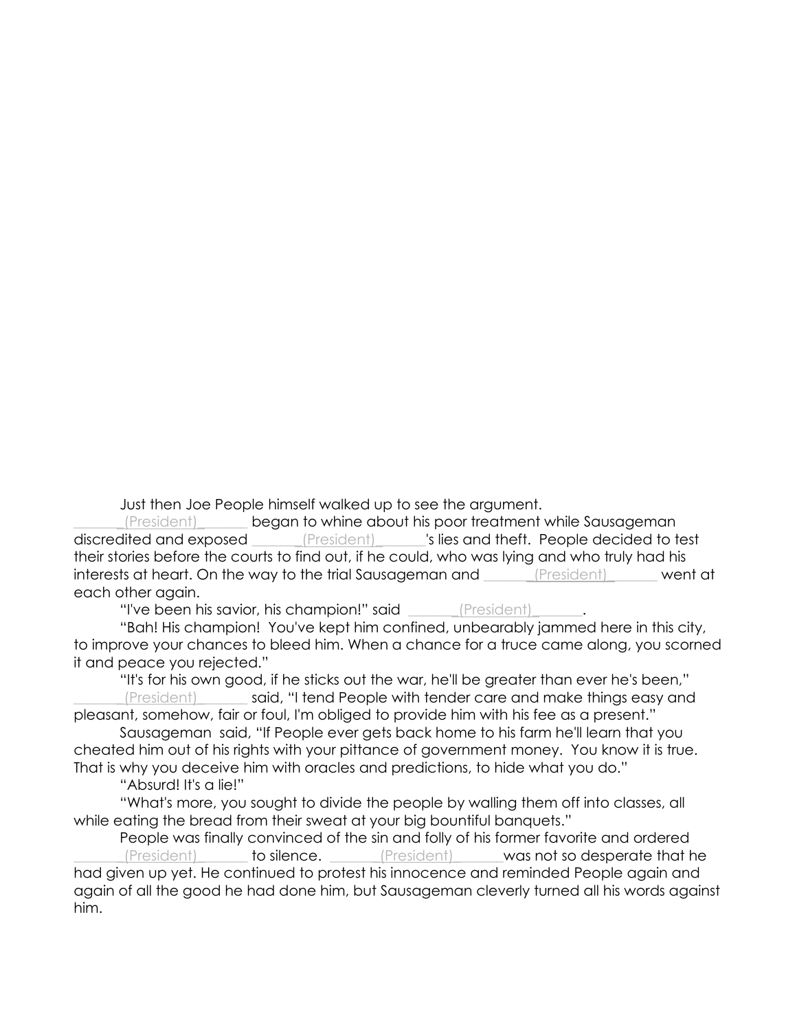Just then Joe People himself walked up to see the argument. _______(President)_______ began to whine about his poor treatment while Sausageman discredited and exposed _______(President)_______'s lies and theft. People decided to test their stories before the courts to find out, if he could, who was lying and who truly had his interests at heart. On the way to the trial Sausageman and _______(President)_______ went at each other again.

"I've been his savior, his champion!" said _______(President)_______.

"Bah! His champion! You've kept him confined, unbearably jammed here in this city, to improve your chances to bleed him. When a chance for a truce came along, you scorned it and peace you rejected."

"It's for his own good, if he sticks out the war, he'll be greater than ever he's been," _______(President)_______ said, "I tend People with tender care and make things easy and pleasant, somehow, fair or foul, I'm obliged to provide him with his fee as a present."

Sausageman said, "If People ever gets back home to his farm he'll learn that you cheated him out of his rights with your pittance of government money. You know it is true. That is why you deceive him with oracles and predictions, to hide what you do."

"Absurd! It's a lie!"

"What's more, you sought to divide the people by walling them off into classes, all while eating the bread from their sweat at your big bountiful banquets."

People was finally convinced of the sin and folly of his former favorite and ordered _______(President)_______ to silence. _______(President)_______was not so desperate that he had given up yet. He continued to protest his innocence and reminded People again and again of all the good he had done him, but Sausageman cleverly turned all his words against him.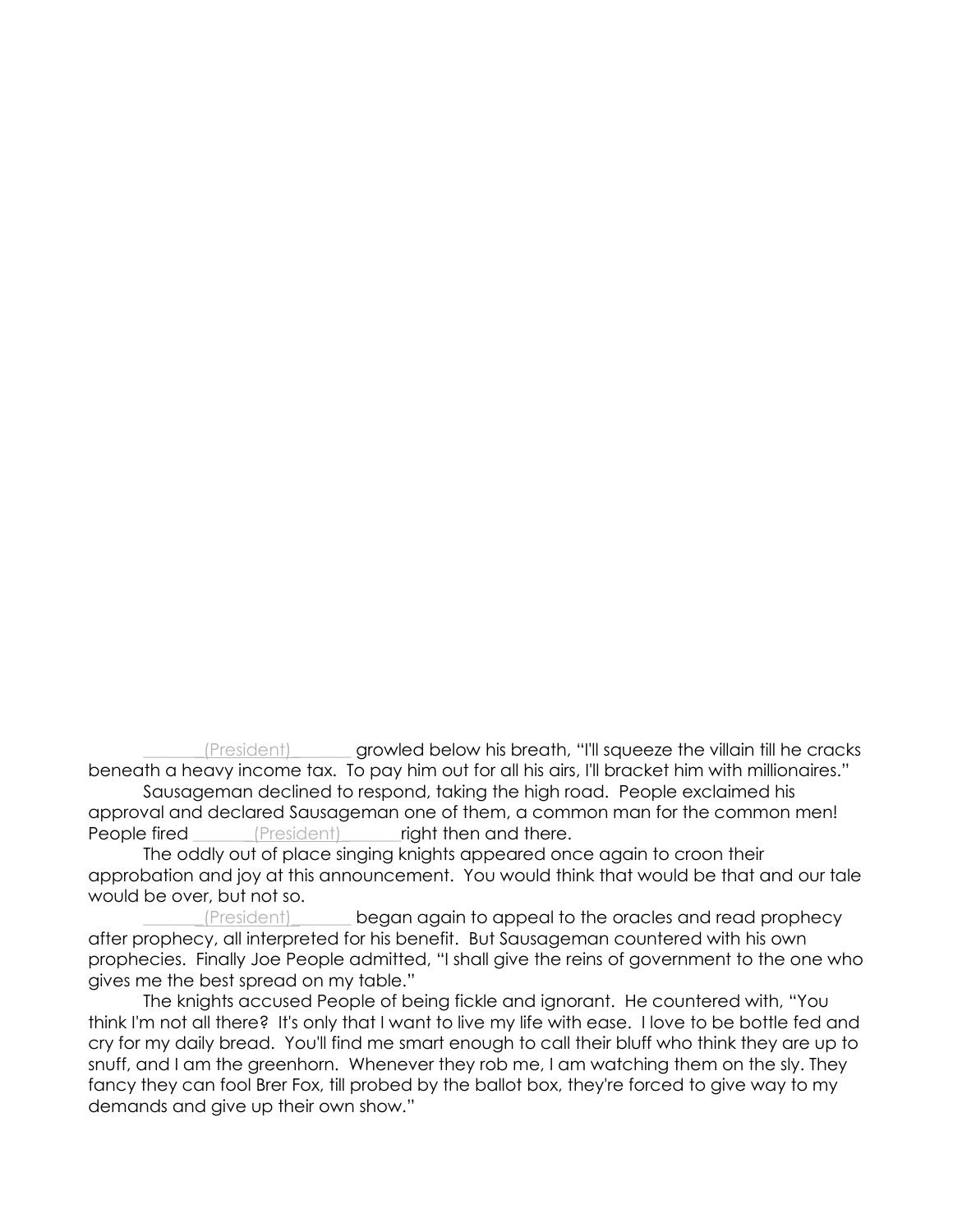_______(President)_______ growled below his breath, "I'll squeeze the villain till he cracks beneath a heavy income tax. To pay him out for all his airs, I'll bracket him with millionaires."

Sausageman declined to respond, taking the high road. People exclaimed his approval and declared Sausageman one of them, a common man for the common men! People fired _______(President)_______right then and there.

The oddly out of place singing knights appeared once again to croon their approbation and joy at this announcement. You would think that would be that and our tale would be over, but not so.

______(President)______ began again to appeal to the oracles and read prophecy after prophecy, all interpreted for his benefit. But Sausageman countered with his own prophecies. Finally Joe People admitted, "I shall give the reins of government to the one who gives me the best spread on my table."

The knights accused People of being fickle and ignorant. He countered with, "You think I'm not all there? It's only that I want to live my life with ease. I love to be bottle fed and cry for my daily bread. You'll find me smart enough to call their bluff who think they are up to snuff, and I am the greenhorn. Whenever they rob me, I am watching them on the sly. They fancy they can fool Brer Fox, till probed by the ballot box, they're forced to give way to my demands and give up their own show."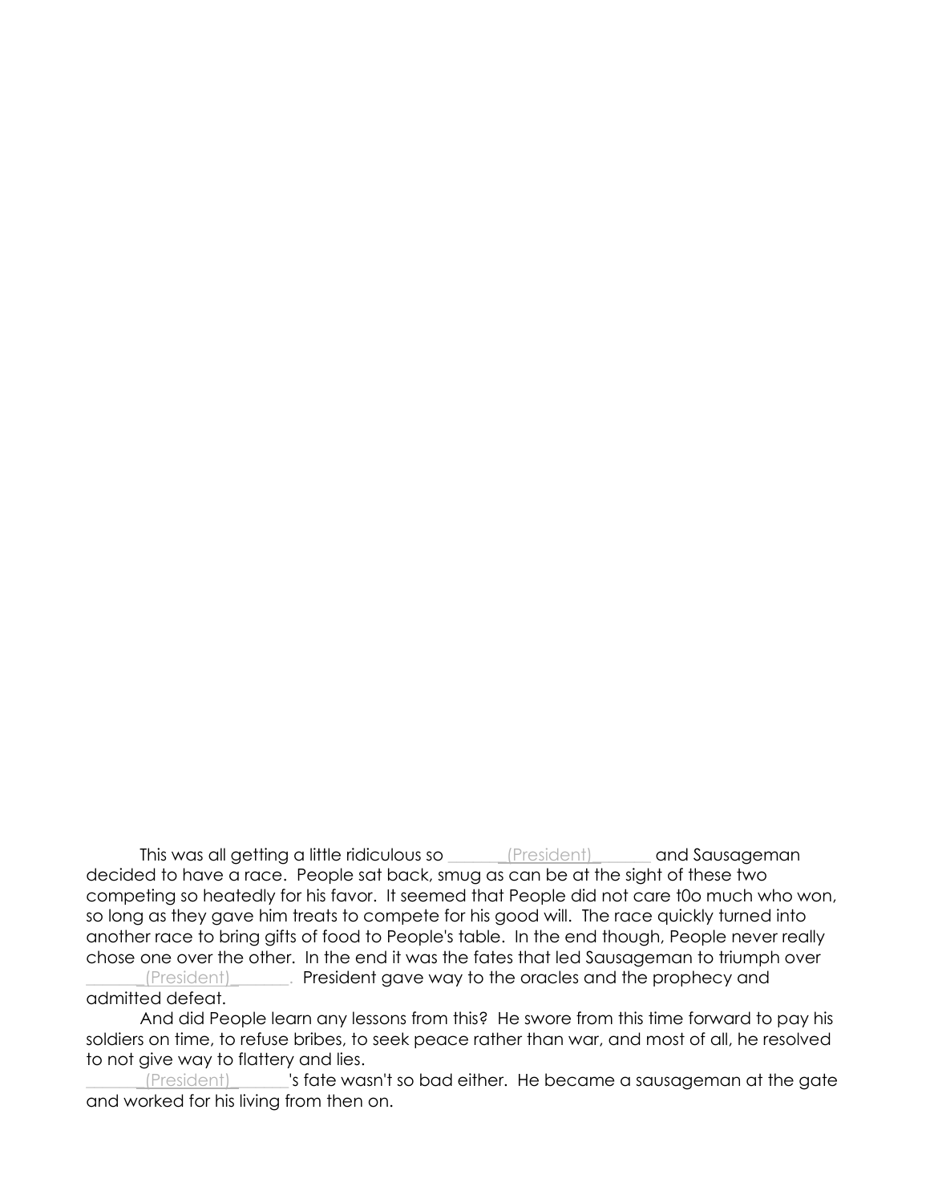This was all getting a little ridiculous so _______(President)_______ and Sausageman decided to have a race. People sat back, smug as can be at the sight of these two competing so heatedly for his favor. It seemed that People did not care t0o much who won, so long as they gave him treats to compete for his good will. The race quickly turned into another race to bring gifts of food to People's table. In the end though, People never really chose one over the other. In the end it was the fates that led Sausageman to triumph over _______(President)_______. President gave way to the oracles and the prophecy and admitted defeat.

And did People learn any lessons from this? He swore from this time forward to pay his soldiers on time, to refuse bribes, to seek peace rather than war, and most of all, he resolved to not give way to flattery and lies.

_______(President)_______'s fate wasn't so bad either. He became a sausageman at the gate and worked for his living from then on.